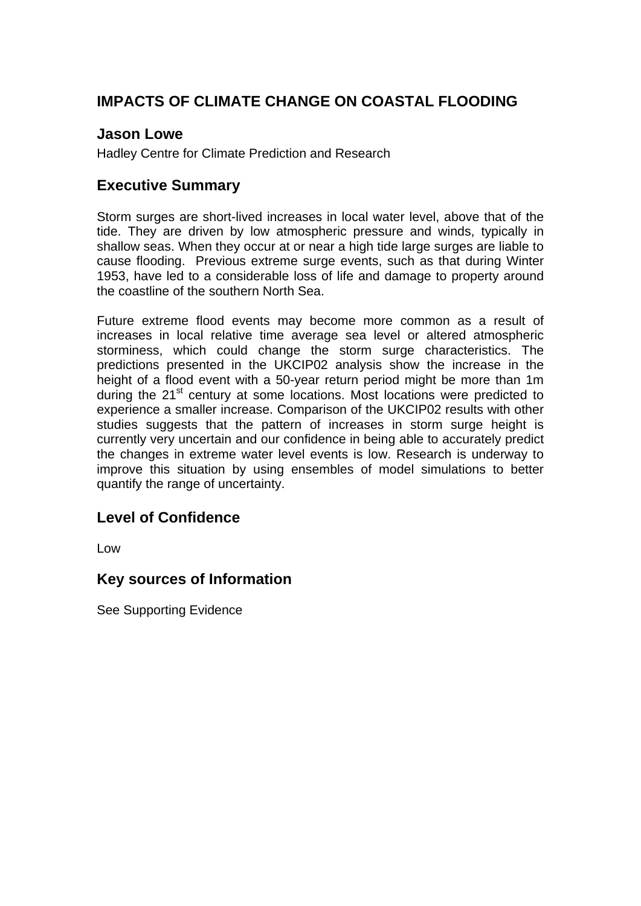# IMPACTS OF CLIMATE CHANGE ON COASTAL FLOODING

## Jason Lowe

Hadley Centre for Climate Prediction and Research

## Executive Summary

Storm surges are short-lived increases in local water level, above that of the tide. They are driven by low atmospheric pressure and winds, typically in shallow seas. When they occur at or near a high tide large surges are liable to cause flooding. Previous extreme surge events, such as that during Winter 1953, have led to a considerable loss of life and damage to property around the coastline of the southern North Sea.

Future extreme flood events may become more common as a result of increases in local relative time average sea level or altered atmospheric storminess, which could change the storm surge characteristics. The predictions presented in the UKCIP02 analysis show the increase in the height of a flood event with a 50-year return period might be more than 1m during the 21st century at some locations. Most locations were predicted to experience a smaller increase. Comparison of the UKCIP02 results with other studies suggests that the pattern of increases in storm surge height is currently very uncertain and our confidence in being able to accurately predict the changes in extreme water level events is low. Research is underway to improve this situation by using ensembles of model simulations to better quantify the range of uncertainty.

## Level of Confidence

Low

## Key sources of Information

See Supporting Evidence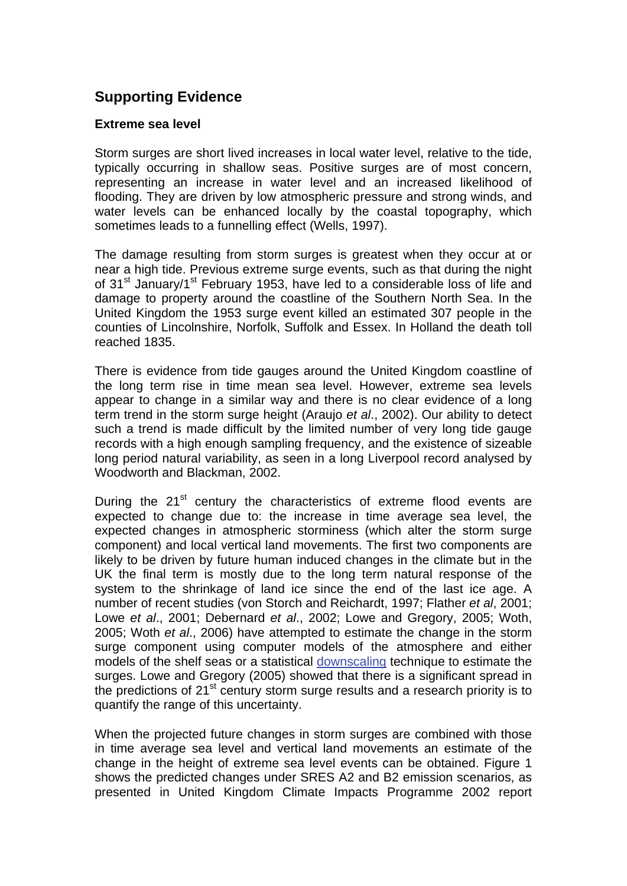## Supporting Evidence

### Extreme sea level

Storm surges are short lived increases in local water level, relative to the tide, typically occurring in shallow seas. Positive surges are of most concern, representing an increase in water level and an increased likelihood of flooding. They are driven by low atmospheric pressure and strong winds, and water levels can be enhanced locally by the coastal topography, which sometimes leads to a funnelling effect (Wells, 1997).

The damage resulting from storm surges is greatest when they occur at or near a high tide. Previous extreme surge events, such as that during the night of 31st January/1st February 1953, have led to a considerable loss of life and damage to property around the coastline of the Southern North Sea. In the United Kingdom the 1953 surge event killed an estimated 307 people in the counties of Lincolnshire, Norfolk, Suffolk and Essex. In Holland the death toll reached 1835.

There is evidence from tide gauges around the United Kingdom coastline of the long term rise in time mean sea level. However, extreme sea levels appear to change in a similar way and there is no clear evidence of a long term trend in the storm surge height (Araujo *et al*., 2002). Our ability to detect such a trend is made difficult by the limited number of very long tide gauge records with a high enough sampling frequency, and the existence of sizeable long period natural variability, as seen in a long Liverpool record analysed by Woodworth and Blackman, 2002.

During the 21st century the characteristics of extreme flood events are expected to change due to: the increase in time average sea level, the expected changes in atmospheric storminess (which alter the storm surge component) and local vertical land movements. The first two components are likely to be driven by future human induced changes in the climate but in the UK the final term is mostly due to the long term natural response of the system to the shrinkage of land ice since the end of the last ice age. A number of recent studies (von Storch and Reichardt, 1997; Flather *et al*, 2001; Lowe *et al*., 2001; Debernard *et al*., 2002; Lowe and Gregory, 2005; Woth, 2005; Woth *et al*., 2006) have attempted to estimate the change in the storm surge component using computer models of the atmosphere and either models of the shelf seas or a statistical downscaling technique to estimate the surges. Lowe and Gregory (2005) showed that there is a significant spread in the predictions of 21st century storm surge results and a research priority is to quantify the range of this uncertainty.

When the projected future changes in storm surges are combined with those in time average sea level and vertical land movements an estimate of the change in the height of extreme sea level events can be obtained. Figure 1 shows the predicted changes under SRES A2 and B2 emission scenarios, as presented in United Kingdom Climate Impacts Programme 2002 report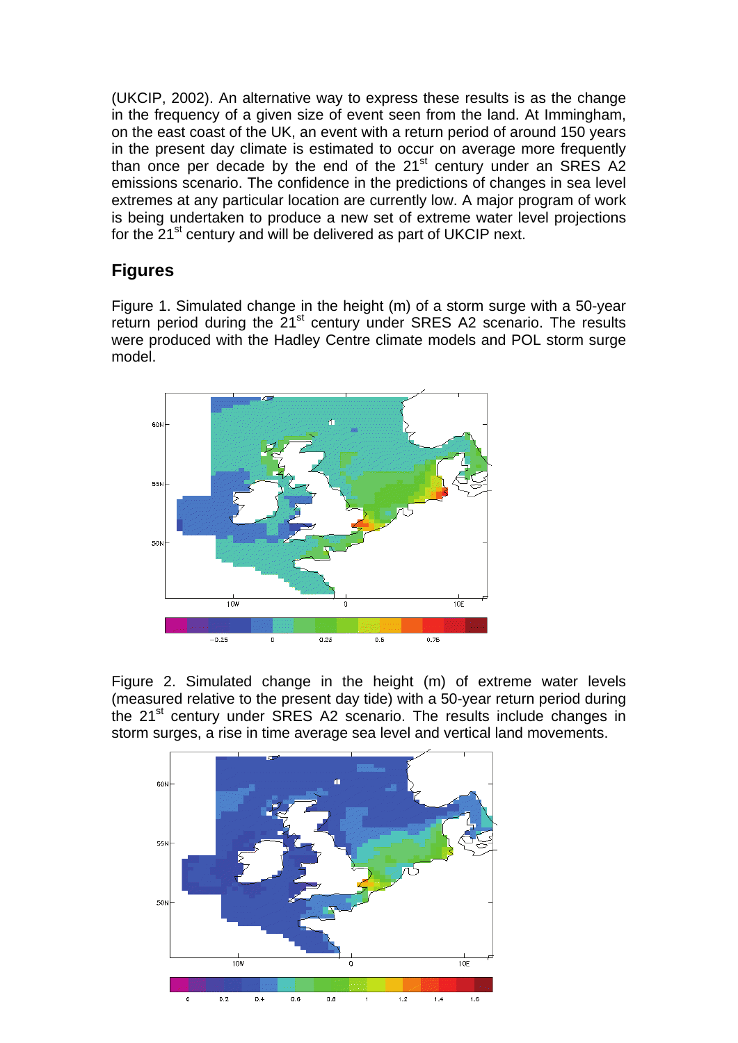(UKCIP, 2002). An alternative way to express these results is as the change in the frequency of a given size of event seen from the land. At Immingham, on the east coast of the UK, an event with a return period of around 150 years in the present day climate is estimated to occur on average more frequently than once per decade by the end of the 21st century under an SRES A2 emissions scenario. The confidence in the predictions of changes in sea level extremes at any particular location are currently low. A major program of work is being undertaken to produce a new set of extreme water level projections for the 21st century and will be delivered as part of UKCIP next.

## Figures

Figure 1. Simulated change in the height (m) of a storm surge with a 50-year return period during the 21st century under SRES A2 scenario. The results were produced with the Hadley Centre climate models and POL storm surge model.

Figure 2. Simulated change in the height (m) of extreme water levels (measured relative to the present day tide) with a 50-year return period during the 21st century under SRES A2 scenario. The results include changes in storm surges, a rise in time average sea level and vertical land movements.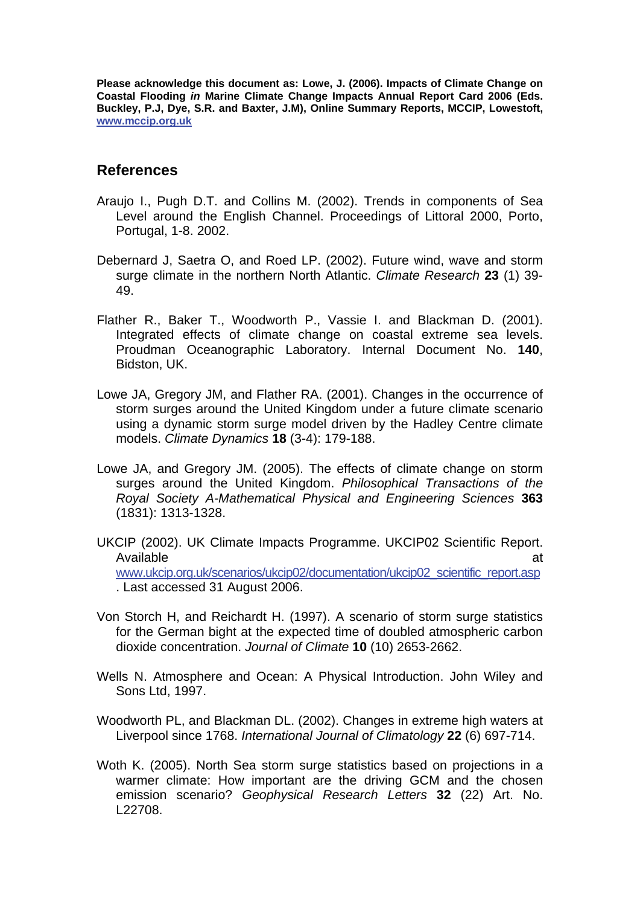**Please acknowledge this document as: Lowe, J. (2006). Impacts of Climate Change on Coastal Flooding *in* Marine Climate Change Impacts Annual Report Card 2006 (Eds. Buckley, P.J, Dye, S.R. and Baxter, J.M), Online Summary Reports, MCCIP, Lowestoft, www.mccip.org.uk**

## References

Araujo I., Pugh D.T. and Collins M. (2002). Trends in components of Sea Level around the English Channel. Proceedings of Littoral 2000, Porto, Portugal, 1-8. 2002.

Debernard J, Saetra O, and Roed LP. (2002). Future wind, wave and storm surge climate in the northern North Atlantic. *Climate Research* **23** (1) 39-49.

Flather R., Baker T., Woodworth P., Vassie I. and Blackman D. (2001). Integrated effects of climate change on coastal extreme sea levels. Proudman Oceanographic Laboratory. Internal Document No. **140**, Bidston, UK.

Lowe JA, Gregory JM, and Flather RA. (2001). Changes in the occurrence of storm surges around the United Kingdom under a future climate scenario using a dynamic storm surge model driven by the Hadley Centre climate models. *Climate Dynamics* **18** (3-4): 179-188.

Lowe JA, and Gregory JM. (2005). The effects of climate change on storm surges around the United Kingdom. *Philosophical Transactions of the Royal Society A-Mathematical Physical and Engineering Sciences* **363** (1831): 1313-1328.

UKCIP (2002). UK Climate Impacts Programme. UKCIP02 Scientific Report. Available at www.ukcip.org.uk/scenarios/ukcip02/documentation/ukcip02_scientific_report.asp . Last accessed 31 August 2006.

Von Storch H, and Reichardt H. (1997). A scenario of storm surge statistics for the German bight at the expected time of doubled atmospheric carbon dioxide concentration. *Journal of Climate* **10** (10) 2653-2662.

Wells N. Atmosphere and Ocean: A Physical Introduction. John Wiley and Sons Ltd, 1997.

Woodworth PL, and Blackman DL. (2002). Changes in extreme high waters at Liverpool since 1768. *International Journal of Climatology* **22** (6) 697-714.

Woth K. (2005). North Sea storm surge statistics based on projections in a warmer climate: How important are the driving GCM and the chosen emission scenario? *Geophysical Research Letters* **32** (22) Art. No. L22708.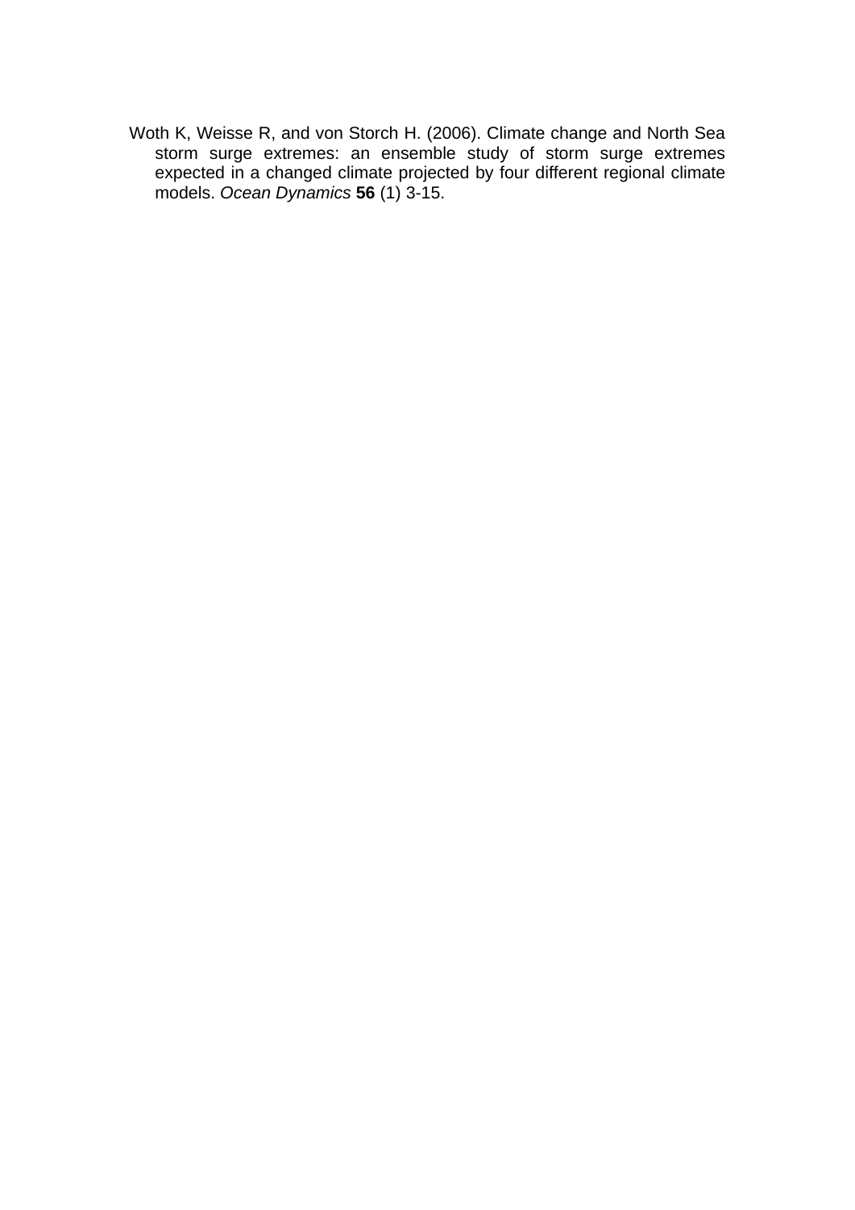Woth K, Weisse R, and von Storch H. (2006). Climate change and North Sea storm surge extremes: an ensemble study of storm surge extremes expected in a changed climate projected by four different regional climate models. *Ocean Dynamics* **56** (1) 3-15.